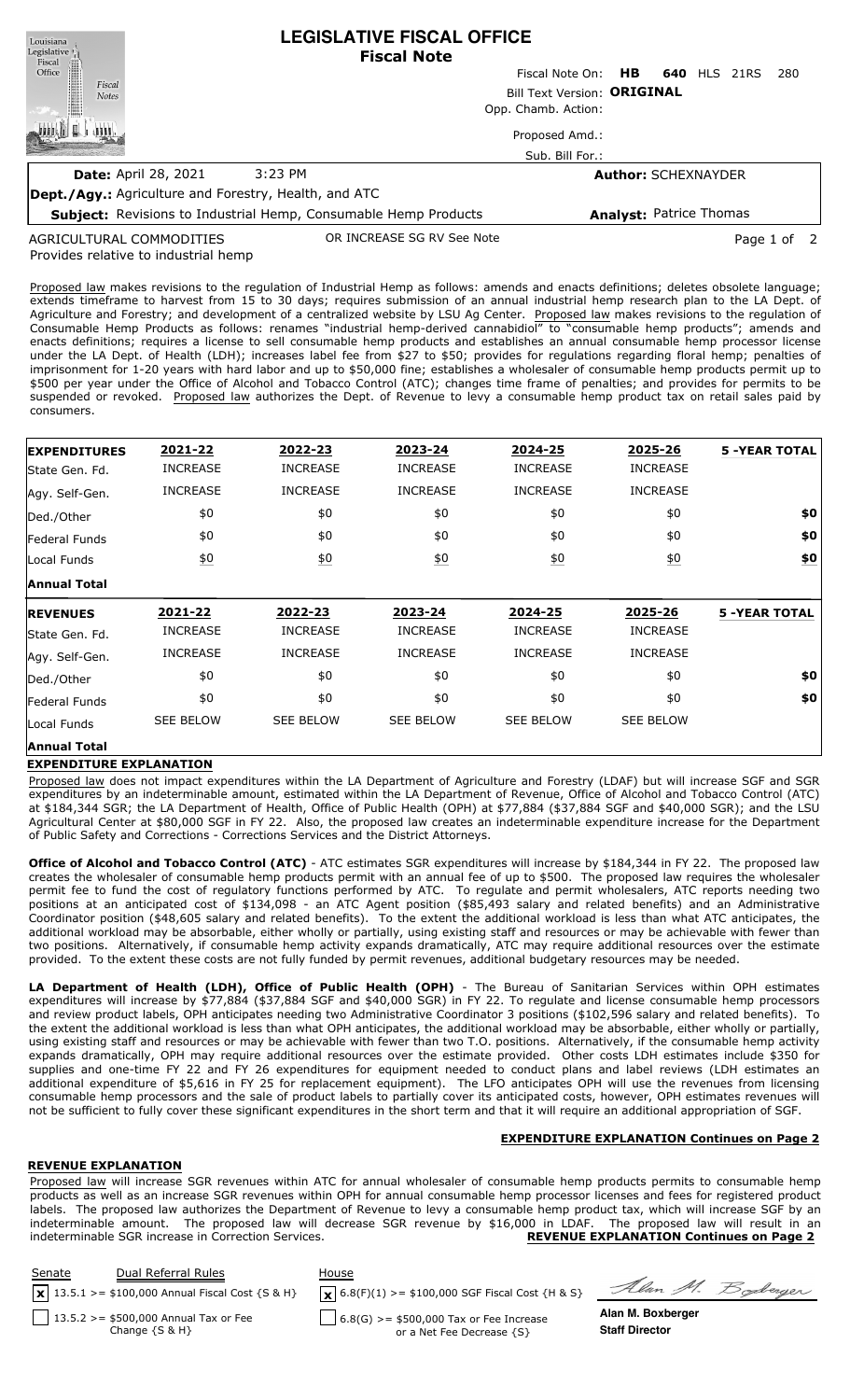# LEGISLATIVE FISCAL OFFICE
## Fiscal Note

Fiscal Note On: **HB 640** HLS 21RS 280

Bill Text Version: **ORIGINAL**

Opp. Chamb. Action:

Proposed Amd.:

Sub. Bill For.:

**Date:** April 28, 2021 3:23 PM

**Author:** SCHEXNAYDER

**Dept./Agy.:** Agriculture and Forestry, Health, and ATC

**Subject:** Revisions to Industrial Hemp, Consumable Hemp Products

**Analyst:** Patrice Thomas

AGRICULTURAL COMMODITIES OR INCREASE SG RV See Note

Provides relative to industrial hemp

Proposed law makes revisions to the regulation of Industrial Hemp as follows: amends and enacts definitions; deletes obsolete language; extends timeframe to harvest from 15 to 30 days; requires submission of an annual industrial hemp research plan to the LA Dept. of Agriculture and Forestry; and development of a centralized website by LSU Ag Center. Proposed law makes revisions to the regulation of Consumable Hemp Products as follows: renames "industrial hemp-derived cannabidiol" to "consumable hemp products"; amends and enacts definitions; requires a license to sell consumable hemp products and establishes an annual consumable hemp processor license under the LA Dept. of Health (LDH); increases label fee from $27 to $50; provides for regulations regarding floral hemp; penalties of imprisonment for 1-20 years with hard labor and up to $50,000 fine; establishes a wholesaler of consumable hemp products permit up to $500 per year under the Office of Alcohol and Tobacco Control (ATC); changes time frame of penalties; and provides for permits to be suspended or revoked. Proposed law authorizes the Dept. of Revenue to levy a consumable hemp product tax on retail sales paid by consumers.

| **EXPENDITURES** | **2021-22** | **2022-23** | **2023-24** | **2024-25** | **2025-26** | **5 -YEAR TOTAL** |
|---|---|---|---|---|---|---|
| State Gen. Fd. | INCREASE | INCREASE | INCREASE | INCREASE | INCREASE | |
| Agy. Self-Gen. | INCREASE | INCREASE | INCREASE | INCREASE | INCREASE | |
| Ded./Other | $0 | $0 | $0 | $0 | $0 | **$0** |
| Federal Funds | $0 | $0 | $0 | $0 | $0 | **$0** |
| Local Funds | $0 | $0 | $0 | $0 | $0 | **$0** |
| **Annual Total** | | | | | | |

| **REVENUES** | **2021-22** | **2022-23** | **2023-24** | **2024-25** | **2025-26** | **5 -YEAR TOTAL** |
|---|---|---|---|---|---|---|
| State Gen. Fd. | INCREASE | INCREASE | INCREASE | INCREASE | INCREASE | |
| Agy. Self-Gen. | INCREASE | INCREASE | INCREASE | INCREASE | INCREASE | |
| Ded./Other | $0 | $0 | $0 | $0 | $0 | **$0** |
| Federal Funds | $0 | $0 | $0 | $0 | $0 | **$0** |
| Local Funds | SEE BELOW | SEE BELOW | SEE BELOW | SEE BELOW | SEE BELOW | |
| **Annual Total** | | | | | | |

## EXPENDITURE EXPLANATION

Proposed law does not impact expenditures within the LA Department of Agriculture and Forestry (LDAF) but will increase SGF and SGR expenditures by an indeterminable amount, estimated within the LA Department of Revenue, Office of Alcohol and Tobacco Control (ATC) at $184,344 SGR; the LA Department of Health, Office of Public Health (OPH) at $77,884 ($37,884 SGF and $40,000 SGR); and the LSU Agricultural Center at $80,000 SGF in FY 22. Also, the proposed law creates an indeterminable expenditure increase for the Department of Public Safety and Corrections - Corrections Services and the District Attorneys.

**Office of Alcohol and Tobacco Control (ATC)** - ATC estimates SGR expenditures will increase by $184,344 in FY 22. The proposed law creates the wholesaler of consumable hemp products permit with an annual fee of up to $500. The proposed law requires the wholesaler permit fee to fund the cost of regulatory functions performed by ATC. To regulate and permit wholesalers, ATC reports needing two positions at an anticipated cost of $134,098 - an ATC Agent position ($85,493 salary and related benefits) and an Administrative Coordinator position ($48,605 salary and related benefits). To the extent the additional workload is less than what ATC anticipates, the additional workload may be absorbable, either wholly or partially, using existing staff and resources or may be achievable with fewer than two positions. Alternatively, if consumable hemp activity expands dramatically, ATC may require additional resources over the estimate provided. To the extent these costs are not fully funded by permit revenues, additional budgetary resources may be needed.

**LA Department of Health (LDH), Office of Public Health (OPH)** - The Bureau of Sanitarian Services within OPH estimates expenditures will increase by $77,884 ($37,884 SGF and $40,000 SGR) in FY 22. To regulate and license consumable hemp processors and review product labels, OPH anticipates needing two Administrative Coordinator 3 positions ($102,596 salary and related benefits). To the extent the additional workload is less than what OPH anticipates, the additional workload may be absorbable, either wholly or partially, using existing staff and resources or may be achievable with fewer than two T.O. positions. Alternatively, if the consumable hemp activity expands dramatically, OPH may require additional resources over the estimate provided. Other costs LDH estimates include $350 for supplies and one-time FY 22 and FY 26 expenditures for equipment needed to conduct plans and label reviews (LDH estimates an additional expenditure of $5,616 in FY 25 for replacement equipment). The LFO anticipates OPH will use the revenues from licensing consumable hemp processors and the sale of product labels to partially cover its anticipated costs, however, OPH estimates revenues will not be sufficient to fully cover these significant expenditures in the short term and that it will require an additional appropriation of SGF.

**EXPENDITURE EXPLANATION Continues on Page 2**

## REVENUE EXPLANATION

Proposed law will increase SGR revenues within ATC for annual wholesaler of consumable hemp products permits to consumable hemp products as well as an increase SGR revenues within OPH for annual consumable hemp processor licenses and fees for registered product labels. The proposed law authorizes the Department of Revenue to levy a consumable hemp product tax, which will increase SGF by an indeterminable amount. The proposed law will decrease SGR revenue by $16,000 in LDAF. The proposed law will result in an indeterminable SGR increase in Correction Services.

**REVENUE EXPLANATION Continues on Page 2**

| Senate | Dual Referral Rules | House |
|---|---|---|
| [x] | 13.5.1 >= $100,000 Annual Fiscal Cost {S & H} | [x] 6.8(F)(1) >= $100,000 SGF Fiscal Cost {H & S} |
| [ ] | 13.5.2 >= $500,000 Annual Tax or Fee Change {S & H} | [ ] 6.8(G) >= $500,000 Tax or Fee Increase or a Net Fee Decrease {S} |

**Alan M. Boxberger**
**Staff Director**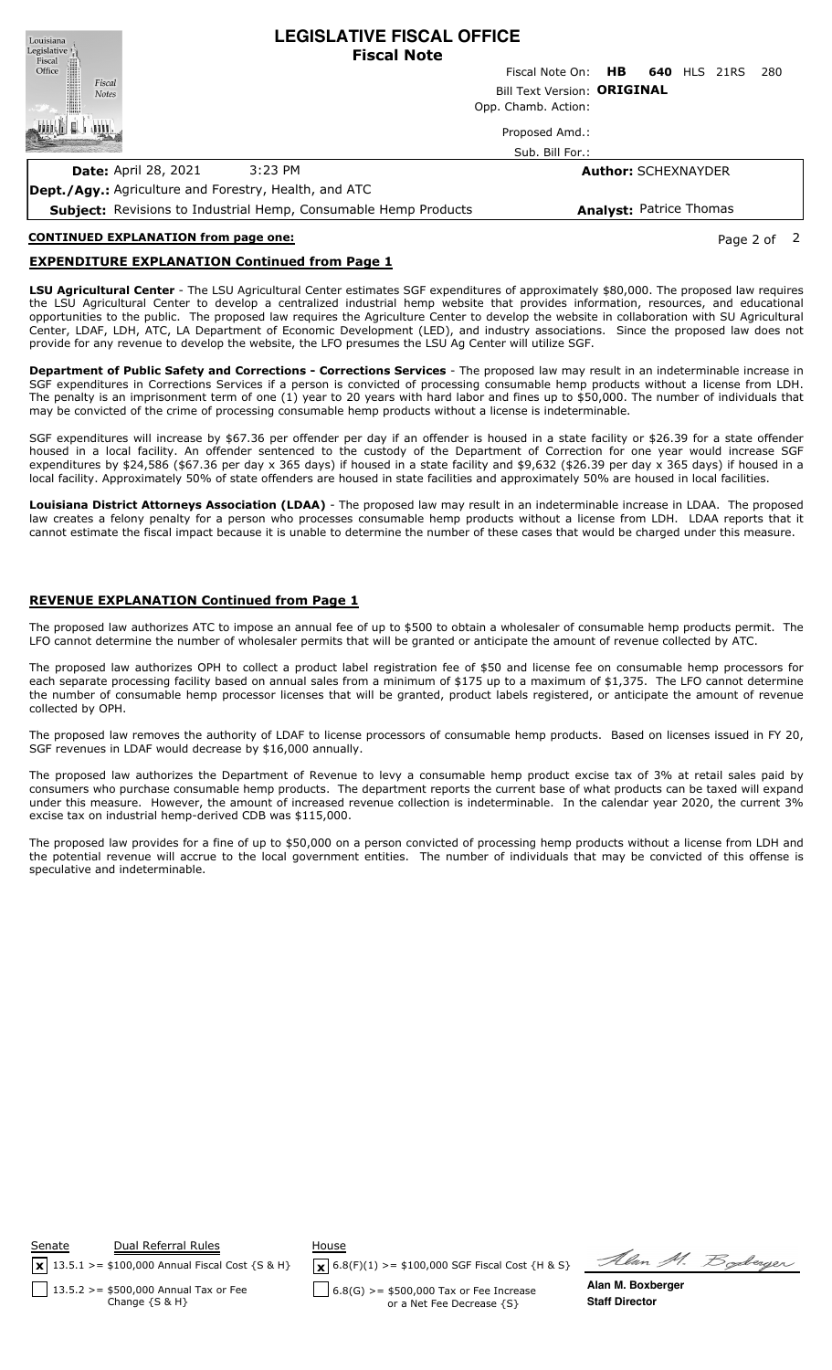# LEGISLATIVE FISCAL OFFICE
## Fiscal Note

Fiscal Note On: **HB 640** HLS 21RS 280

Bill Text Version: **ORIGINAL**

Opp. Chamb. Action:

Proposed Amd.:

Sub. Bill For.:

**Date:** April 28, 2021 3:23 PM

**Author:** SCHEXNAYDER

**Dept./Agy.:** Agriculture and Forestry, Health, and ATC

**Subject:** Revisions to Industrial Hemp, Consumable Hemp Products

**Analyst:** Patrice Thomas

**CONTINUED EXPLANATION from page one:**

**EXPENDITURE EXPLANATION Continued from Page 1**

**LSU Agricultural Center** - The LSU Agricultural Center estimates SGF expenditures of approximately $80,000. The proposed law requires the LSU Agricultural Center to develop a centralized industrial hemp website that provides information, resources, and educational opportunities to the public. The proposed law requires the Agriculture Center to develop the website in collaboration with SU Agricultural Center, LDAF, LDH, ATC, LA Department of Economic Development (LED), and industry associations. Since the proposed law does not provide for any revenue to develop the website, the LFO presumes the LSU Ag Center will utilize SGF.

**Department of Public Safety and Corrections - Corrections Services** - The proposed law may result in an indeterminable increase in SGF expenditures in Corrections Services if a person is convicted of processing consumable hemp products without a license from LDH. The penalty is an imprisonment term of one (1) year to 20 years with hard labor and fines up to $50,000. The number of individuals that may be convicted of the crime of processing consumable hemp products without a license is indeterminable.

SGF expenditures will increase by $67.36 per offender per day if an offender is housed in a state facility or $26.39 for a state offender housed in a local facility. An offender sentenced to the custody of the Department of Correction for one year would increase SGF expenditures by $24,586 ($67.36 per day x 365 days) if housed in a state facility and $9,632 ($26.39 per day x 365 days) if housed in a local facility. Approximately 50% of state offenders are housed in state facilities and approximately 50% are housed in local facilities.

**Louisiana District Attorneys Association (LDAA)** - The proposed law may result in an indeterminable increase in LDAA. The proposed law creates a felony penalty for a person who processes consumable hemp products without a license from LDH. LDAA reports that it cannot estimate the fiscal impact because it is unable to determine the number of these cases that would be charged under this measure.

**REVENUE EXPLANATION Continued from Page 1**

The proposed law authorizes ATC to impose an annual fee of up to $500 to obtain a wholesaler of consumable hemp products permit. The LFO cannot determine the number of wholesaler permits that will be granted or anticipate the amount of revenue collected by ATC.

The proposed law authorizes OPH to collect a product label registration fee of $50 and license fee on consumable hemp processors for each separate processing facility based on annual sales from a minimum of $175 up to a maximum of $1,375. The LFO cannot determine the number of consumable hemp processor licenses that will be granted, product labels registered, or anticipate the amount of revenue collected by OPH.

The proposed law removes the authority of LDAF to license processors of consumable hemp products. Based on licenses issued in FY 20, SGF revenues in LDAF would decrease by $16,000 annually.

The proposed law authorizes the Department of Revenue to levy a consumable hemp product excise tax of 3% at retail sales paid by consumers who purchase consumable hemp products. The department reports the current base of what products can be taxed will expand under this measure. However, the amount of increased revenue collection is indeterminable. In the calendar year 2020, the current 3% excise tax on industrial hemp-derived CDB was $115,000.

The proposed law provides for a fine of up to $50,000 on a person convicted of processing hemp products without a license from LDH and the potential revenue will accrue to the local government entities. The number of individuals that may be convicted of this offense is speculative and indeterminable.

| Senate | Dual Referral Rules | House |
|---|---|---|
| [x] 13.5.1 >= $100,000 Annual Fiscal Cost {S & H} | | [x] 6.8(F)(1) >= $100,000 SGF Fiscal Cost {H & S} |
| [ ] 13.5.2 >= $500,000 Annual Tax or Fee Change {S & H} | | [ ] 6.8(G) >= $500,000 Tax or Fee Increase or a Net Fee Decrease {S} |

**Alan M. Boxberger**
**Staff Director**